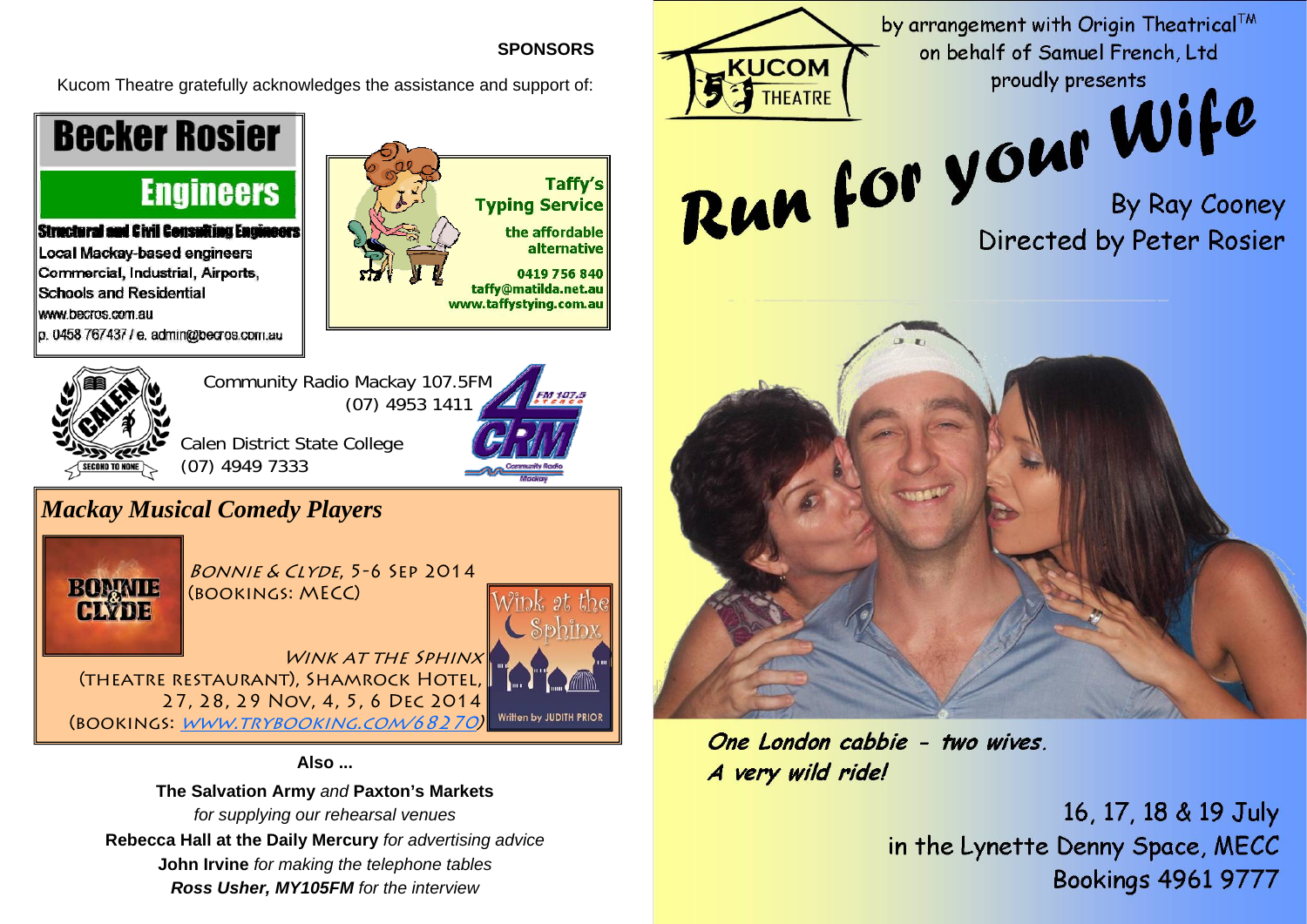**SPONSORS**

Kucom Theatre gratefully acknowledges the assistance and support of:

**Becker Rosier Engineers**

**Structural and Civil Consulting Engineers**

Local Mackay-based engineers
Commercial, Industrial, Airports, Schools and Residential
www.becros.com.au
p. 0458 767437 / e. admin@becros.com.au

**Taffy's Typing Service**

the affordable alternative

0419 756 840
taffy@matilda.net.au
www.taffystyping.com.au

CALEN — SECOND TO NONE

Community Radio Mackay 107.5FM
(07) 4953 1411

4CRM FM 107.5 STEREO Community Radio Mackay

Calen District State College
(07) 4949 7333

## *Mackay Musical Comedy Players*

BONNIE & CLYDE

*BONNIE & CLYDE*, 5-6 SEP 2014
(BOOKINGS: MECC)

*WINK AT THE SPHINX*
(THEATRE RESTAURANT), SHAMROCK HOTEL,
27, 28, 29 NOV, 4, 5, 6 DEC 2014
(BOOKINGS: [WWW.TRYBOOKING.COM/68270](http://www.trybooking.com/68270))

Wink at the Sphinx
Written by JUDITH PRIOR

**Also ...**

**The Salvation Army** *and* **Paxton's Markets**
*for supplying our rehearsal venues*
**Rebecca Hall at the Daily Mercury** *for advertising advice*
**John Irvine** *for making the telephone tables*
***Ross Usher, MY105FM*** *for the interview*

KUCOM THEATRE

by arrangement with Origin Theatrical™
on behalf of Samuel French, Ltd
proudly presents

# Run for your Wife

By Ray Cooney
Directed by Peter Rosier

*One London cabbie - two wives.*
*A very wild ride!*

16, 17, 18 & 19 July
in the Lynette Denny Space, MECC
Bookings 4961 9777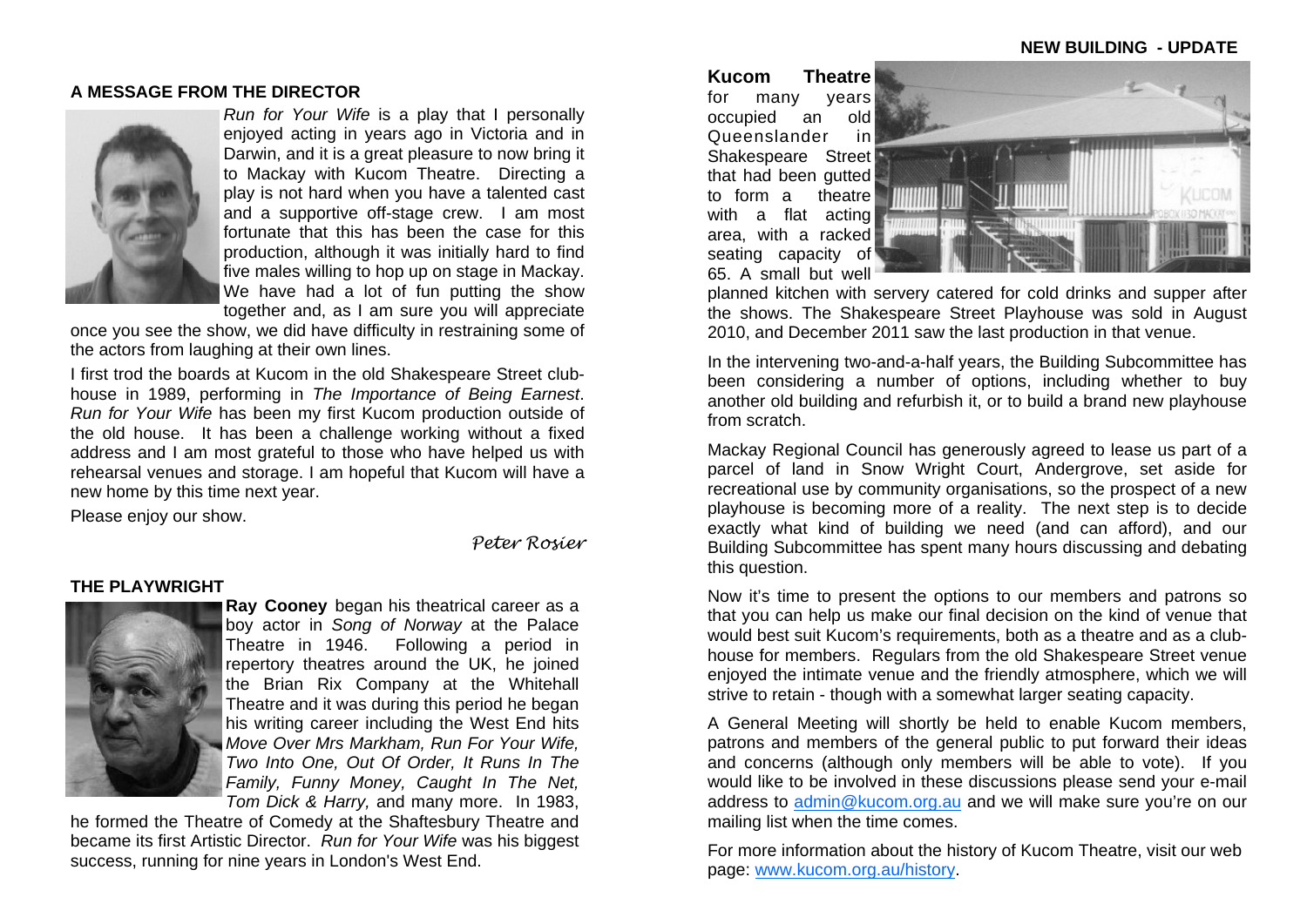## A MESSAGE FROM THE DIRECTOR

*Run for Your Wife* is a play that I personally enjoyed acting in years ago in Victoria and in Darwin, and it is a great pleasure to now bring it to Mackay with Kucom Theatre. Directing a play is not hard when you have a talented cast and a supportive off-stage crew. I am most fortunate that this has been the case for this production, although it was initially hard to find five males willing to hop up on stage in Mackay. We have had a lot of fun putting the show together and, as I am sure you will appreciate once you see the show, we did have difficulty in restraining some of the actors from laughing at their own lines.

I first trod the boards at Kucom in the old Shakespeare Street club-house in 1989, performing in *The Importance of Being Earnest*. *Run for Your Wife* has been my first Kucom production outside of the old house. It has been a challenge working without a fixed address and I am most grateful to those who have helped us with rehearsal venues and storage. I am hopeful that Kucom will have a new home by this time next year.

Please enjoy our show.

*Peter Rosier*

## THE PLAYWRIGHT

**Ray Cooney** began his theatrical career as a boy actor in *Song of Norway* at the Palace Theatre in 1946. Following a period in repertory theatres around the UK, he joined the Brian Rix Company at the Whitehall Theatre and it was during this period he began his writing career including the West End hits *Move Over Mrs Markham, Run For Your Wife, Two Into One, Out Of Order, It Runs In The Family, Funny Money, Caught In The Net, Tom Dick & Harry,* and many more. In 1983, he formed the Theatre of Comedy at the Shaftesbury Theatre and became its first Artistic Director. *Run for Your Wife* was his biggest success, running for nine years in London's West End.

## NEW BUILDING - UPDATE

**Kucom Theatre** for many years occupied an old Queenslander in Shakespeare Street that had been gutted to form a theatre with a flat acting area, with a racked seating capacity of 65. A small but well planned kitchen with servery catered for cold drinks and supper after the shows. The Shakespeare Street Playhouse was sold in August 2010, and December 2011 saw the last production in that venue.

In the intervening two-and-a-half years, the Building Subcommittee has been considering a number of options, including whether to buy another old building and refurbish it, or to build a brand new playhouse from scratch.

Mackay Regional Council has generously agreed to lease us part of a parcel of land in Snow Wright Court, Andergrove, set aside for recreational use by community organisations, so the prospect of a new playhouse is becoming more of a reality. The next step is to decide exactly what kind of building we need (and can afford), and our Building Subcommittee has spent many hours discussing and debating this question.

Now it's time to present the options to our members and patrons so that you can help us make our final decision on the kind of venue that would best suit Kucom's requirements, both as a theatre and as a club-house for members. Regulars from the old Shakespeare Street venue enjoyed the intimate venue and the friendly atmosphere, which we will strive to retain - though with a somewhat larger seating capacity.

A General Meeting will shortly be held to enable Kucom members, patrons and members of the general public to put forward their ideas and concerns (although only members will be able to vote). If you would like to be involved in these discussions please send your e-mail address to admin@kucom.org.au and we will make sure you're on our mailing list when the time comes.

For more information about the history of Kucom Theatre, visit our web page: www.kucom.org.au/history.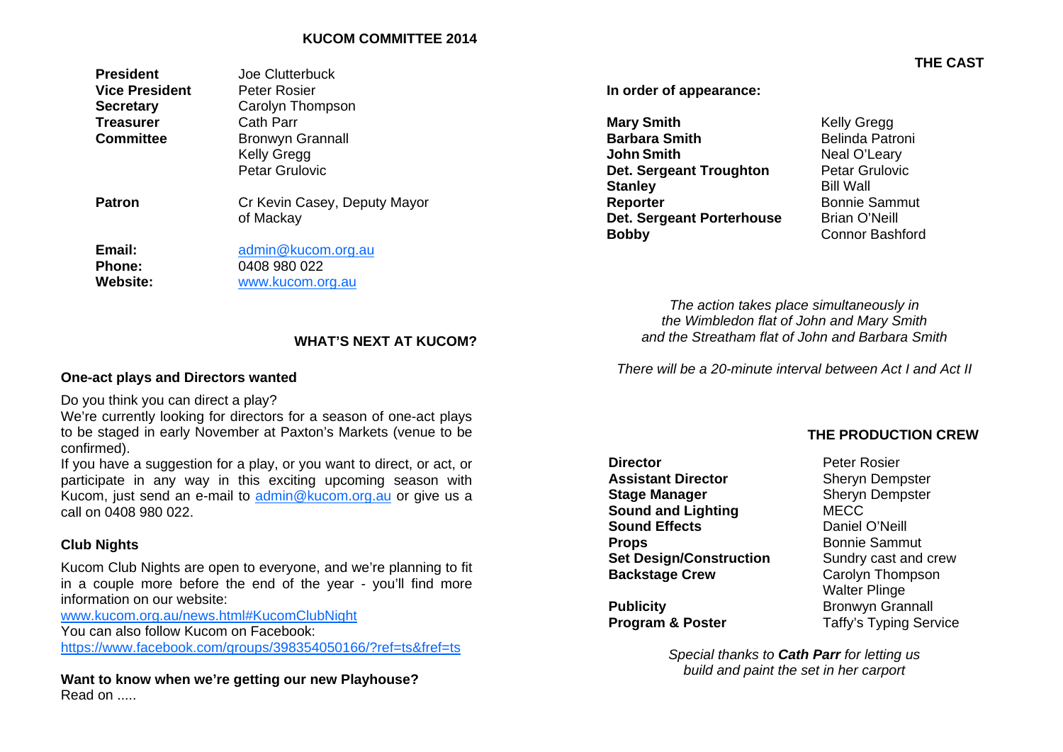## KUCOM COMMITTEE 2014

| | |
|---|---|
| **President** | Joe Clutterbuck |
| **Vice President** | Peter Rosier |
| **Secretary** | Carolyn Thompson |
| **Treasurer** | Cath Parr |
| **Committee** | Bronwyn Grannall |
| | Kelly Gregg |
| | Petar Grulovic |
| **Patron** | Cr Kevin Casey, Deputy Mayor of Mackay |
| **Email:** | admin@kucom.org.au |
| **Phone:** | 0408 980 022 |
| **Website:** | www.kucom.org.au |

## WHAT'S NEXT AT KUCOM?

### One-act plays and Directors wanted

Do you think you can direct a play?
We're currently looking for directors for a season of one-act plays to be staged in early November at Paxton's Markets (venue to be confirmed).
If you have a suggestion for a play, or you want to direct, or act, or participate in any way in this exciting upcoming season with Kucom, just send an e-mail to admin@kucom.org.au or give us a call on 0408 980 022.

### Club Nights

Kucom Club Nights are open to everyone, and we're planning to fit in a couple more before the end of the year - you'll find more information on our website:
www.kucom.org.au/news.html#KucomClubNight
You can also follow Kucom on Facebook:
https://www.facebook.com/groups/398354050166/?ref=ts&fref=ts

**Want to know when we're getting our new Playhouse?**
Read on .....

## THE CAST

**In order of appearance:**

| | |
|---|---|
| **Mary Smith** | Kelly Gregg |
| **Barbara Smith** | Belinda Patroni |
| **John Smith** | Neal O'Leary |
| **Det. Sergeant Troughton** | Petar Grulovic |
| **Stanley** | Bill Wall |
| **Reporter** | Bonnie Sammut |
| **Det. Sergeant Porterhouse** | Brian O'Neill |
| **Bobby** | Connor Bashford |

*The action takes place simultaneously in the Wimbledon flat of John and Mary Smith and the Streatham flat of John and Barbara Smith*

*There will be a 20-minute interval between Act I and Act II*

## THE PRODUCTION CREW

| | |
|---|---|
| **Director** | Peter Rosier |
| **Assistant Director** | Sheryn Dempster |
| **Stage Manager** | Sheryn Dempster |
| **Sound and Lighting** | MECC |
| **Sound Effects** | Daniel O'Neill |
| **Props** | Bonnie Sammut |
| **Set Design/Construction** | Sundry cast and crew |
| **Backstage Crew** | Carolyn Thompson |
| | Walter Plinge |
| **Publicity** | Bronwyn Grannall |
| **Program & Poster** | Taffy's Typing Service |

*Special thanks to **Cath Parr** for letting us build and paint the set in her carport*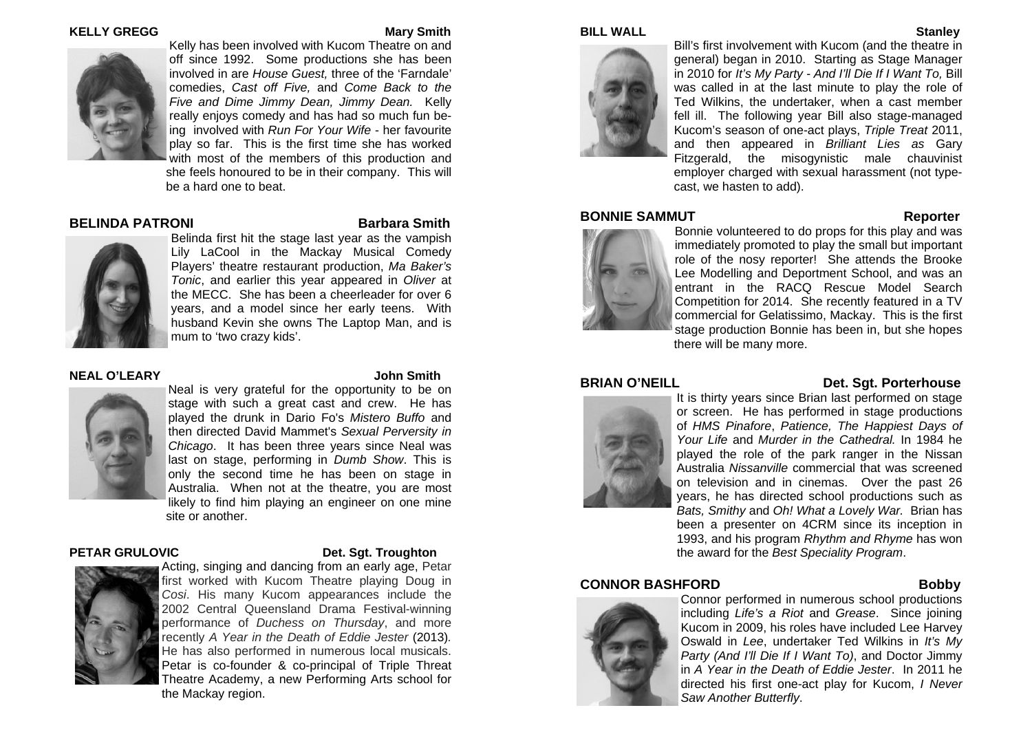**KELLY GREGG** **Mary Smith**

Kelly has been involved with Kucom Theatre on and off since 1992. Some productions she has been involved in are *House Guest,* three of the 'Farndale' comedies, *Cast off Five,* and *Come Back to the Five and Dime Jimmy Dean, Jimmy Dean.* Kelly really enjoys comedy and has had so much fun being involved with *Run For Your Wife* - her favourite play so far. This is the first time she has worked with most of the members of this production and she feels honoured to be in their company. This will be a hard one to beat.

**BELINDA PATRONI** **Barbara Smith**

Belinda first hit the stage last year as the vampish Lily LaCool in the Mackay Musical Comedy Players' theatre restaurant production, *Ma Baker's Tonic*, and earlier this year appeared in *Oliver* at the MECC. She has been a cheerleader for over 6 years, and a model since her early teens. With husband Kevin she owns The Laptop Man, and is mum to 'two crazy kids'.

**NEAL O'LEARY** **John Smith**

Neal is very grateful for the opportunity to be on stage with such a great cast and crew. He has played the drunk in Dario Fo's *Mistero Buffo* and then directed David Mammet's *Sexual Perversity in Chicago*. It has been three years since Neal was last on stage, performing in *Dumb Show*. This is only the second time he has been on stage in Australia. When not at the theatre, you are most likely to find him playing an engineer on one mine site or another.

**PETAR GRULOVIC** **Det. Sgt. Troughton**

Acting, singing and dancing from an early age, Petar first worked with Kucom Theatre playing Doug in *Cosi*. His many Kucom appearances include the 2002 Central Queensland Drama Festival-winning performance of *Duchess on Thursday*, and more recently *A Year in the Death of Eddie Jester* (2013). He has also performed in numerous local musicals. Petar is co-founder & co-principal of Triple Threat Theatre Academy, a new Performing Arts school for the Mackay region.

**BILL WALL** **Stanley**

Bill's first involvement with Kucom (and the theatre in general) began in 2010. Starting as Stage Manager in 2010 for *It's My Party - And I'll Die If I Want To,* Bill was called in at the last minute to play the role of Ted Wilkins, the undertaker, when a cast member fell ill. The following year Bill also stage-managed Kucom's season of one-act plays, *Triple Treat* 2011, and then appeared in *Brilliant Lies as* Gary Fitzgerald, the misogynistic male chauvinist employer charged with sexual harassment (not type-cast, we hasten to add).

**BONNIE SAMMUT** **Reporter**

Bonnie volunteered to do props for this play and was immediately promoted to play the small but important role of the nosy reporter! She attends the Brooke Lee Modelling and Deportment School, and was an entrant in the RACQ Rescue Model Search Competition for 2014. She recently featured in a TV commercial for Gelatissimo, Mackay. This is the first stage production Bonnie has been in, but she hopes there will be many more.

**BRIAN O'NEILL** **Det. Sgt. Porterhouse**

It is thirty years since Brian last performed on stage or screen. He has performed in stage productions of *HMS Pinafore*, *Patience, The Happiest Days of Your Life* and *Murder in the Cathedral.* In 1984 he played the role of the park ranger in the Nissan Australia *Nissanville* commercial that was screened on television and in cinemas. Over the past 26 years, he has directed school productions such as *Bats, Smithy* and *Oh! What a Lovely War.* Brian has been a presenter on 4CRM since its inception in 1993, and his program *Rhythm and Rhyme* has won the award for the *Best Speciality Program*.

**CONNOR BASHFORD** **Bobby**

Connor performed in numerous school productions including *Life's a Riot* and *Grease*. Since joining Kucom in 2009, his roles have included Lee Harvey Oswald in *Lee*, undertaker Ted Wilkins in *It's My Party (And I'll Die If I Want To)*, and Doctor Jimmy in *A Year in the Death of Eddie Jester*. In 2011 he directed his first one-act play for Kucom, *I Never Saw Another Butterfly*.